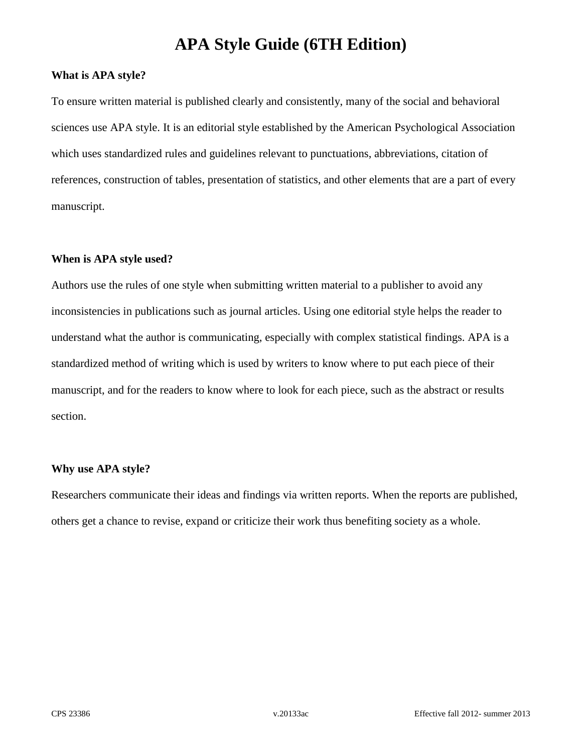# APA Style Guide (6TH Edition)

**What is APA style?**

To ensure written material is published clearly and consistently, many of the social and behavioral sciences use APA style. It is an editorial style established by the American Psychological Association which uses standardized rules and guidelines relevant to punctuations, abbreviations, citation of references, construction of tables, presentation of statistics, and other elements that are a part of every manuscript.

**When is APA style used?**

Authors use the rules of one style when submitting written material to a publisher to avoid any inconsistencies in publications such as journal articles. Using one editorial style helps the reader to understand what the author is communicating, especially with complex statistical findings. APA is a standardized method of writing which is used by writers to know where to put each piece of their manuscript, and for the readers to know where to look for each piece, such as the abstract or results section.

**Why use APA style?**

Researchers communicate their ideas and findings via written reports. When the reports are published, others get a chance to revise, expand or criticize their work thus benefiting society as a whole.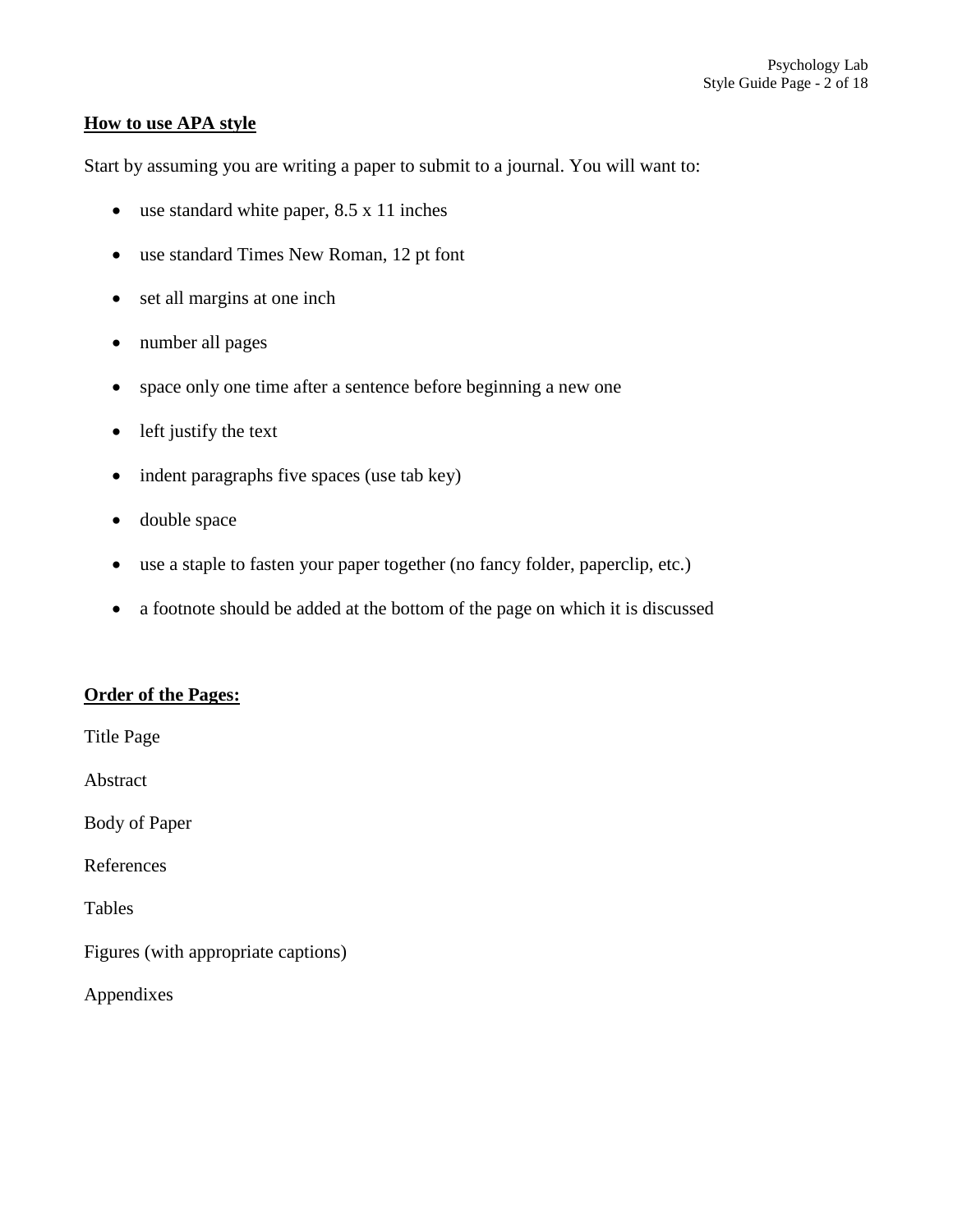**How to use APA style**

Start by assuming you are writing a paper to submit to a journal. You will want to:

- use standard white paper, 8.5 x 11 inches
- use standard Times New Roman, 12 pt font
- set all margins at one inch
- number all pages
- space only one time after a sentence before beginning a new one
- left justify the text
- indent paragraphs five spaces (use tab key)
- double space
- use a staple to fasten your paper together (no fancy folder, paperclip, etc.)
- a footnote should be added at the bottom of the page on which it is discussed

**Order of the Pages:**

Title Page

Abstract

Body of Paper

References

Tables

Figures (with appropriate captions)

Appendixes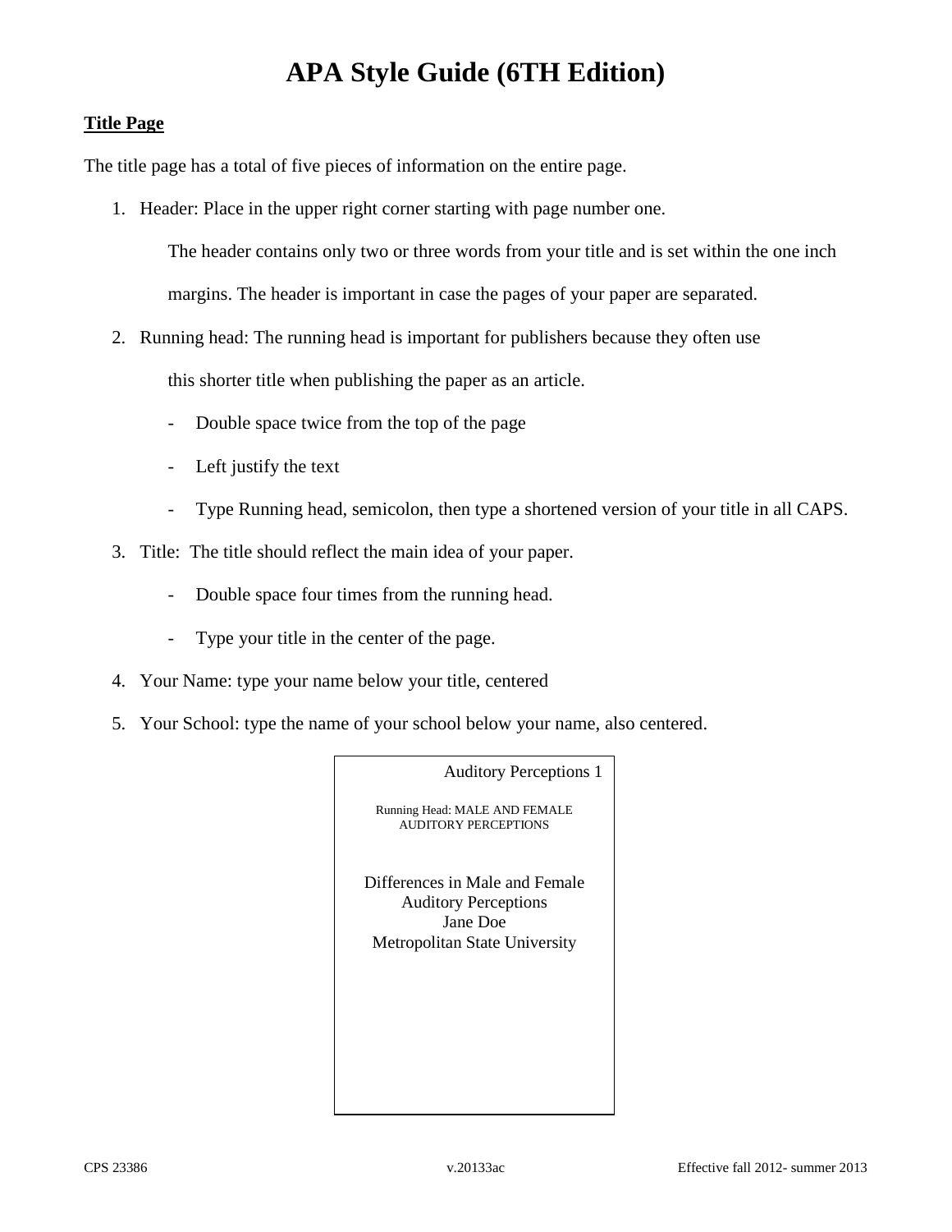# APA Style Guide (6TH Edition)

## Title Page

The title page has a total of five pieces of information on the entire page.

1. Header: Place in the upper right corner starting with page number one.

   The header contains only two or three words from your title and is set within the one inch margins. The header is important in case the pages of your paper are separated.

2. Running head: The running head is important for publishers because they often use this shorter title when publishing the paper as an article.

   - Double space twice from the top of the page
   - Left justify the text
   - Type Running head, semicolon, then type a shortened version of your title in all CAPS.

3. Title: The title should reflect the main idea of your paper.

   - Double space four times from the running head.
   - Type your title in the center of the page.

4. Your Name: type your name below your title, centered

5. Your School: type the name of your school below your name, also centered.

```
                    Auditory Perceptions 1

     Running Head: MALE AND FEMALE
         AUDITORY PERCEPTIONS


   Differences in Male and Female
        Auditory Perceptions
              Jane Doe
    Metropolitan State University
```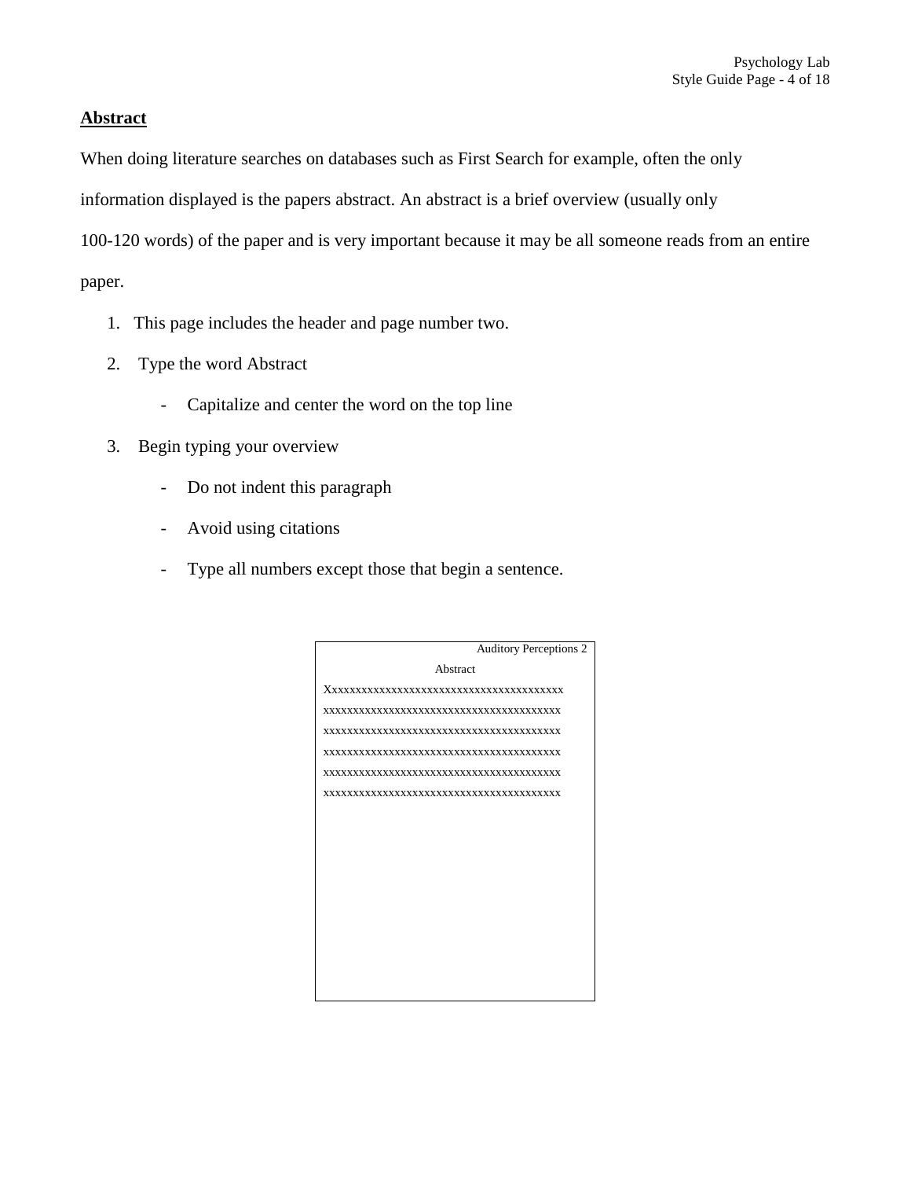## Abstract

When doing literature searches on databases such as First Search for example, often the only information displayed is the papers abstract. An abstract is a brief overview (usually only 100-120 words) of the paper and is very important because it may be all someone reads from an entire paper.

1. This page includes the header and page number two.
2. Type the word Abstract
   - Capitalize and center the word on the top line
3. Begin typing your overview
   - Do not indent this paragraph
   - Avoid using citations
   - Type all numbers except those that begin a sentence.

```
                                Auditory Perceptions 2
                   Abstract
Xxxxxxxxxxxxxxxxxxxxxxxxxxxxxxxxxxxxxxxxx
xxxxxxxxxxxxxxxxxxxxxxxxxxxxxxxxxxxxxxxxx
xxxxxxxxxxxxxxxxxxxxxxxxxxxxxxxxxxxxxxxxx
xxxxxxxxxxxxxxxxxxxxxxxxxxxxxxxxxxxxxxxxx
xxxxxxxxxxxxxxxxxxxxxxxxxxxxxxxxxxxxxxxxx
xxxxxxxxxxxxxxxxxxxxxxxxxxxxxxxxxxxxxxxxx
```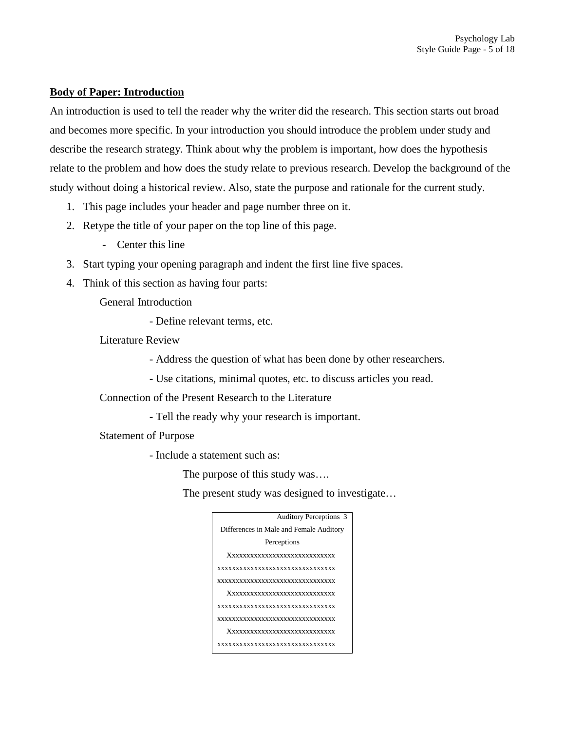**Body of Paper: Introduction**

An introduction is used to tell the reader why the writer did the research. This section starts out broad and becomes more specific. In your introduction you should introduce the problem under study and describe the research strategy. Think about why the problem is important, how does the hypothesis relate to the problem and how does the study relate to previous research. Develop the background of the study without doing a historical review. Also, state the purpose and rationale for the current study.

1. This page includes your header and page number three on it.
2. Retype the title of your paper on the top line of this page.
   - Center this line
3. Start typing your opening paragraph and indent the first line five spaces.
4. Think of this section as having four parts:

   General Introduction

   - Define relevant terms, etc.

   Literature Review

   - Address the question of what has been done by other researchers.
   - Use citations, minimal quotes, etc. to discuss articles you read.

   Connection of the Present Research to the Literature

   - Tell the ready why your research is important.

   Statement of Purpose

   - Include a statement such as:

     The purpose of this study was….

     The present study was designed to investigate…

```
                              Auditory Perceptions  3
    Differences in Male and Female Auditory
                  Perceptions
   Xxxxxxxxxxxxxxxxxxxxxxxxxxxx
xxxxxxxxxxxxxxxxxxxxxxxxxxxxxxx
xxxxxxxxxxxxxxxxxxxxxxxxxxxxxxx
   Xxxxxxxxxxxxxxxxxxxxxxxxxxxx
xxxxxxxxxxxxxxxxxxxxxxxxxxxxxxx
xxxxxxxxxxxxxxxxxxxxxxxxxxxxxxx
   Xxxxxxxxxxxxxxxxxxxxxxxxxxxx
xxxxxxxxxxxxxxxxxxxxxxxxxxxxxxx
```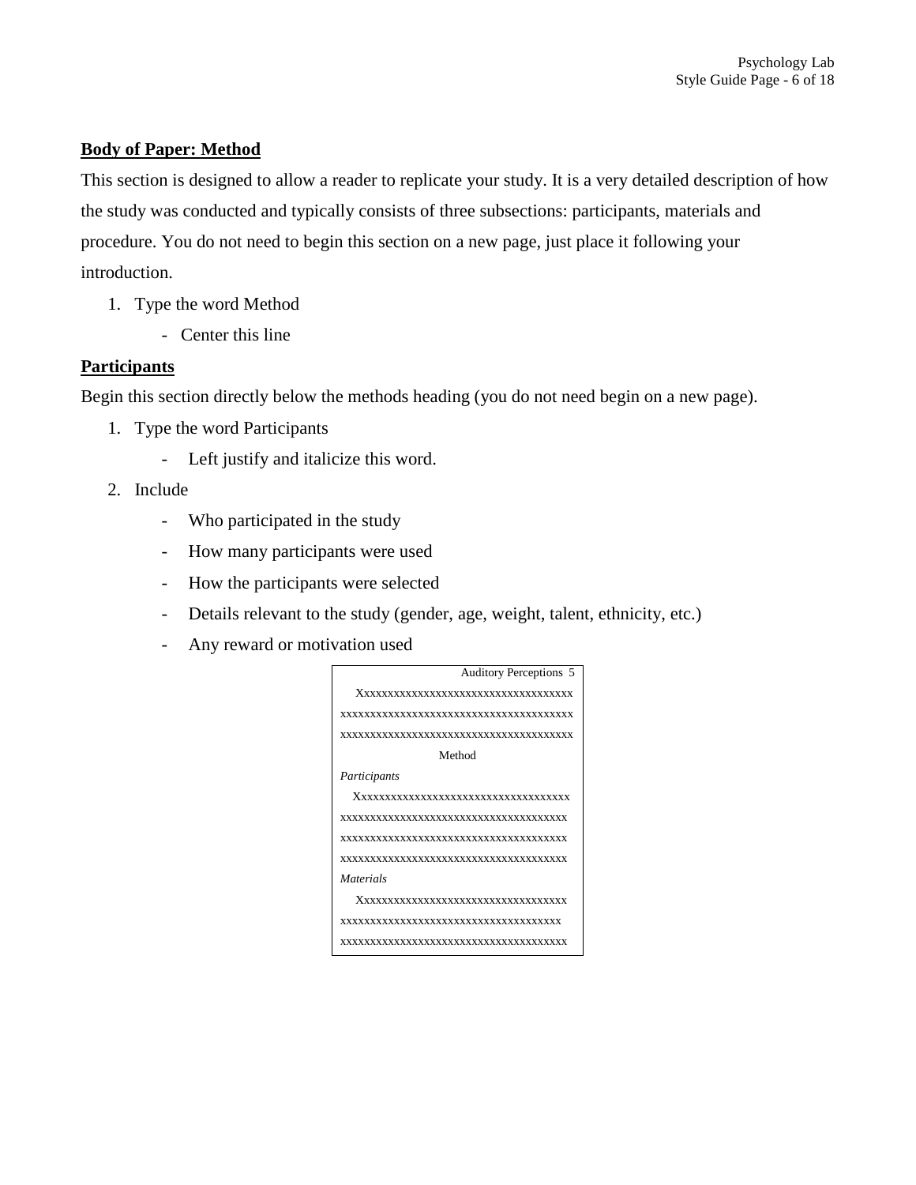**Body of Paper: Method**

This section is designed to allow a reader to replicate your study. It is a very detailed description of how the study was conducted and typically consists of three subsections: participants, materials and procedure. You do not need to begin this section on a new page, just place it following your introduction.

1. Type the word Method
   - Center this line

**Participants**

Begin this section directly below the methods heading (you do not need begin on a new page).

1. Type the word Participants
   - Left justify and italicize this word.
2. Include
   - Who participated in the study
   - How many participants were used
   - How the participants were selected
   - Details relevant to the study (gender, age, weight, talent, ethnicity, etc.)
   - Any reward or motivation used

```
                         Auditory Perceptions  5
   Xxxxxxxxxxxxxxxxxxxxxxxxxxxxxxxxxxxxx
xxxxxxxxxxxxxxxxxxxxxxxxxxxxxxxxxxxxxxxx
xxxxxxxxxxxxxxxxxxxxxxxxxxxxxxxxxxxxxxxx
                  Method
Participants
   Xxxxxxxxxxxxxxxxxxxxxxxxxxxxxxxxxxxxx
xxxxxxxxxxxxxxxxxxxxxxxxxxxxxxxxxxxxxxx
xxxxxxxxxxxxxxxxxxxxxxxxxxxxxxxxxxxxxxx
xxxxxxxxxxxxxxxxxxxxxxxxxxxxxxxxxxxxxxx
Materials
   Xxxxxxxxxxxxxxxxxxxxxxxxxxxxxxxxxxxx
xxxxxxxxxxxxxxxxxxxxxxxxxxxxxxxxxxxxxx
xxxxxxxxxxxxxxxxxxxxxxxxxxxxxxxxxxxxxxx
```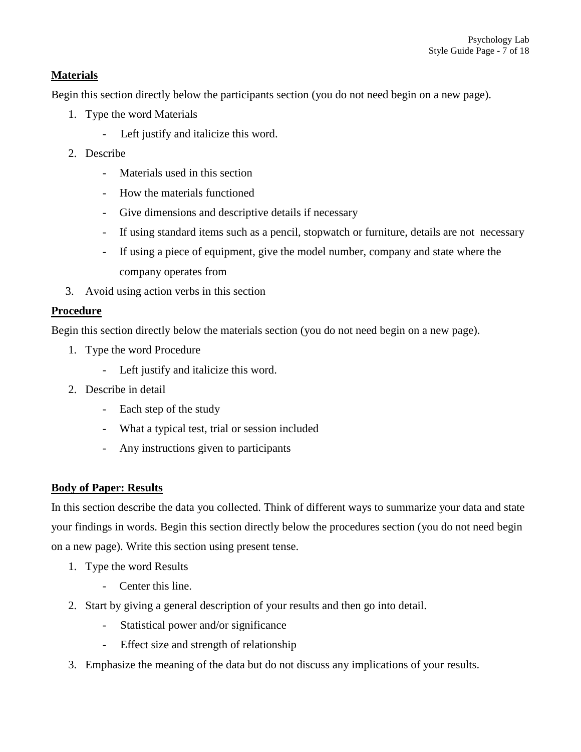**<u>Materials</u>**

Begin this section directly below the participants section (you do not need begin on a new page).

1. Type the word Materials
   - Left justify and italicize this word.
2. Describe
   - Materials used in this section
   - How the materials functioned
   - Give dimensions and descriptive details if necessary
   - If using standard items such as a pencil, stopwatch or furniture, details are not necessary
   - If using a piece of equipment, give the model number, company and state where the company operates from
3. Avoid using action verbs in this section

**<u>Procedure</u>**

Begin this section directly below the materials section (you do not need begin on a new page).

1. Type the word Procedure
   - Left justify and italicize this word.
2. Describe in detail
   - Each step of the study
   - What a typical test, trial or session included
   - Any instructions given to participants

**<u>Body of Paper: Results</u>**

In this section describe the data you collected. Think of different ways to summarize your data and state your findings in words. Begin this section directly below the procedures section (you do not need begin on a new page). Write this section using present tense.

1. Type the word Results
   - Center this line.
2. Start by giving a general description of your results and then go into detail.
   - Statistical power and/or significance
   - Effect size and strength of relationship
3. Emphasize the meaning of the data but do not discuss any implications of your results.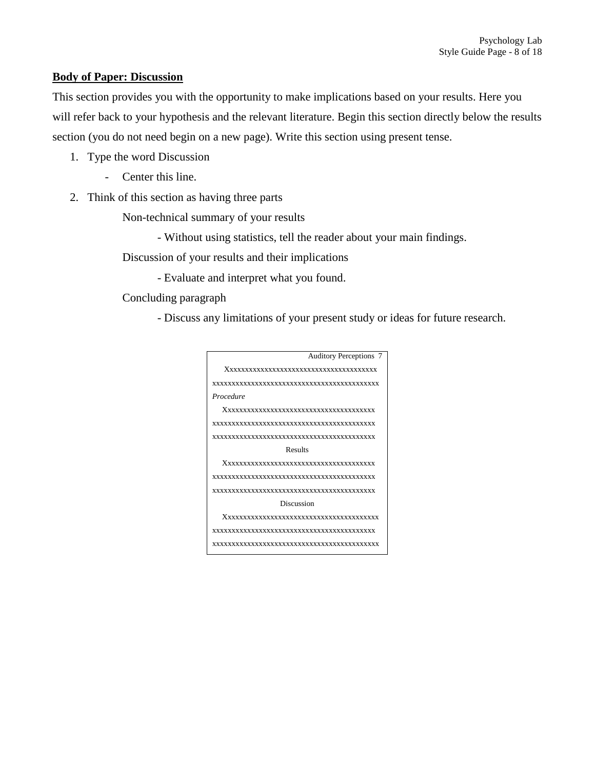**Body of Paper: Discussion**

This section provides you with the opportunity to make implications based on your results. Here you will refer back to your hypothesis and the relevant literature. Begin this section directly below the results section (you do not need begin on a new page). Write this section using present tense.

1. Type the word Discussion
   - Center this line.
2. Think of this section as having three parts

   Non-technical summary of your results

   - Without using statistics, tell the reader about your main findings.

   Discussion of your results and their implications

   - Evaluate and interpret what you found.

   Concluding paragraph

   - Discuss any limitations of your present study or ideas for future research.

```
                                   Auditory Perceptions  7
   Xxxxxxxxxxxxxxxxxxxxxxxxxxxxxxxxxxxxxxxx
xxxxxxxxxxxxxxxxxxxxxxxxxxxxxxxxxxxxxxxxxxxx
Procedure
   Xxxxxxxxxxxxxxxxxxxxxxxxxxxxxxxxxxxxxxxx
xxxxxxxxxxxxxxxxxxxxxxxxxxxxxxxxxxxxxxxxxxx
xxxxxxxxxxxxxxxxxxxxxxxxxxxxxxxxxxxxxxxxxxx
                     Results
   Xxxxxxxxxxxxxxxxxxxxxxxxxxxxxxxxxxxxxxxx
xxxxxxxxxxxxxxxxxxxxxxxxxxxxxxxxxxxxxxxxxxx
xxxxxxxxxxxxxxxxxxxxxxxxxxxxxxxxxxxxxxxxxxx
                    Discussion
   Xxxxxxxxxxxxxxxxxxxxxxxxxxxxxxxxxxxxxxxxx
xxxxxxxxxxxxxxxxxxxxxxxxxxxxxxxxxxxxxxxxxxx
xxxxxxxxxxxxxxxxxxxxxxxxxxxxxxxxxxxxxxxxxxxx
```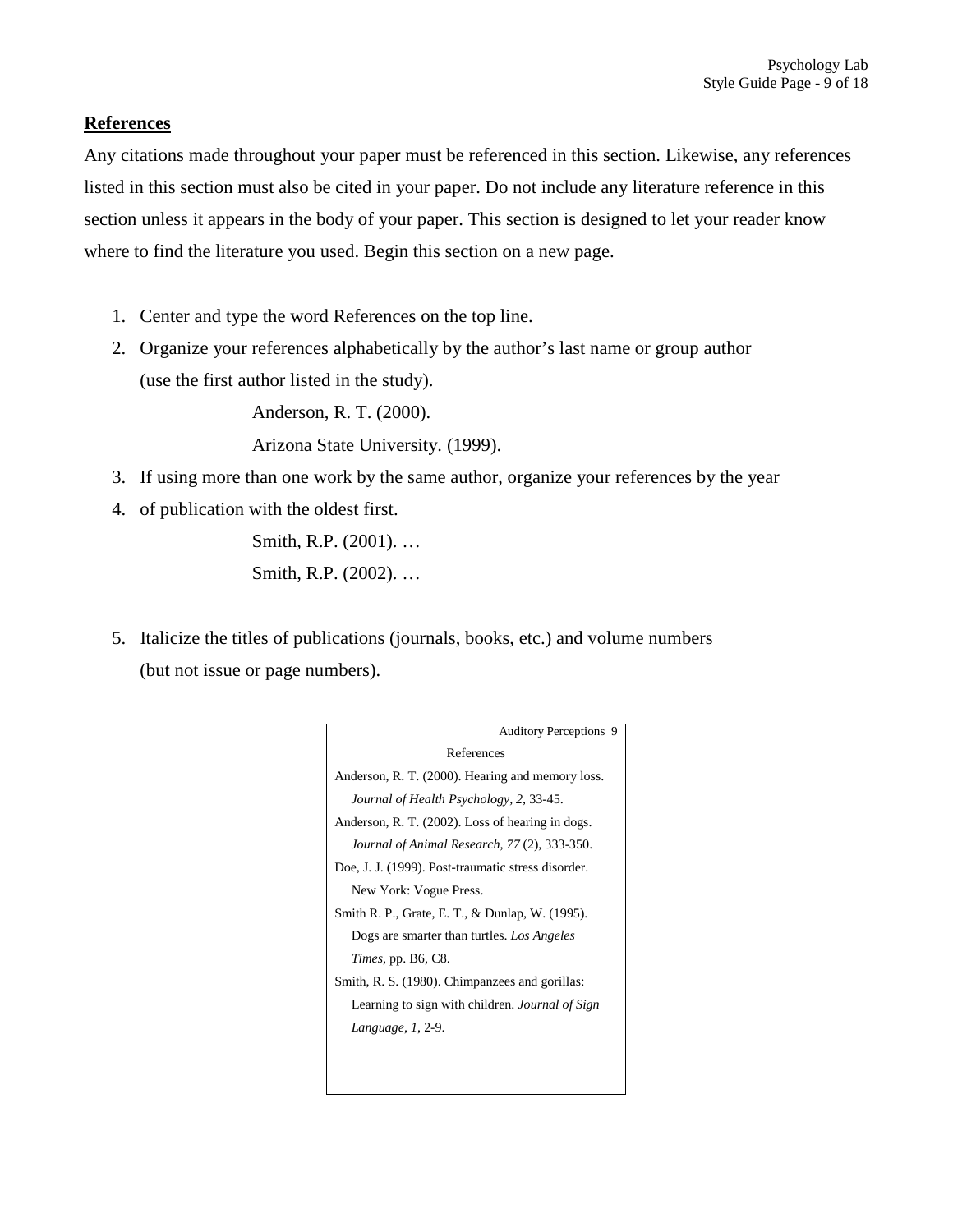**References**

Any citations made throughout your paper must be referenced in this section. Likewise, any references listed in this section must also be cited in your paper. Do not include any literature reference in this section unless it appears in the body of your paper. This section is designed to let your reader know where to find the literature you used. Begin this section on a new page.

1. Center and type the word References on the top line.
2. Organize your references alphabetically by the author's last name or group author (use the first author listed in the study).

   Anderson, R. T. (2000).

   Arizona State University. (1999).

3. If using more than one work by the same author, organize your references by the year
4. of publication with the oldest first.

   Smith, R.P. (2001). …

   Smith, R.P. (2002). …

5. Italicize the titles of publications (journals, books, etc.) and volume numbers (but not issue or page numbers).

Auditory Perceptions 9

References

Anderson, R. T. (2000). Hearing and memory loss. *Journal of Health Psychology, 2*, 33-45.

Anderson, R. T. (2002). Loss of hearing in dogs. *Journal of Animal Research, 77* (2), 333-350.

Doe, J. J. (1999). Post-traumatic stress disorder. New York: Vogue Press.

Smith R. P., Grate, E. T., & Dunlap, W. (1995). Dogs are smarter than turtles. *Los Angeles Times*, pp. B6, C8.

Smith, R. S. (1980). Chimpanzees and gorillas: Learning to sign with children. *Journal of Sign Language, 1*, 2-9.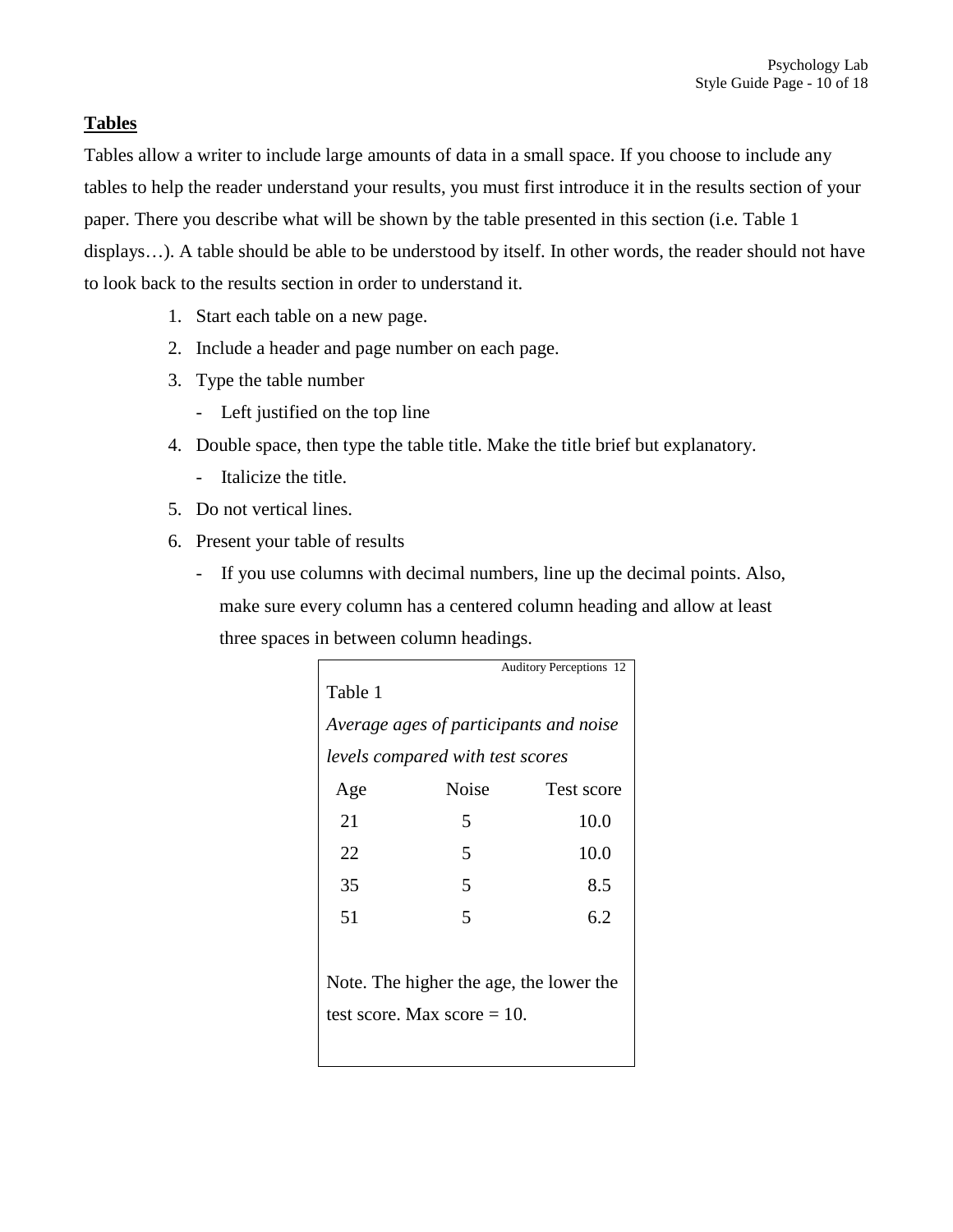## Tables

Tables allow a writer to include large amounts of data in a small space. If you choose to include any tables to help the reader understand your results, you must first introduce it in the results section of your paper. There you describe what will be shown by the table presented in this section (i.e. Table 1 displays…). A table should be able to be understood by itself. In other words, the reader should not have to look back to the results section in order to understand it.

1. Start each table on a new page.
2. Include a header and page number on each page.
3. Type the table number
   - Left justified on the top line
4. Double space, then type the table title. Make the title brief but explanatory.
   - Italicize the title.
5. Do not vertical lines.
6. Present your table of results
   - If you use columns with decimal numbers, line up the decimal points. Also, make sure every column has a centered column heading and allow at least three spaces in between column headings.

Auditory Perceptions 12

Table 1

*Average ages of participants and noise levels compared with test scores*

| Age | Noise | Test score |
|---|---|---|
| 21 | 5 | 10.0 |
| 22 | 5 | 10.0 |
| 35 | 5 | 8.5 |
| 51 | 5 | 6.2 |

Note. The higher the age, the lower the test score. Max score = 10.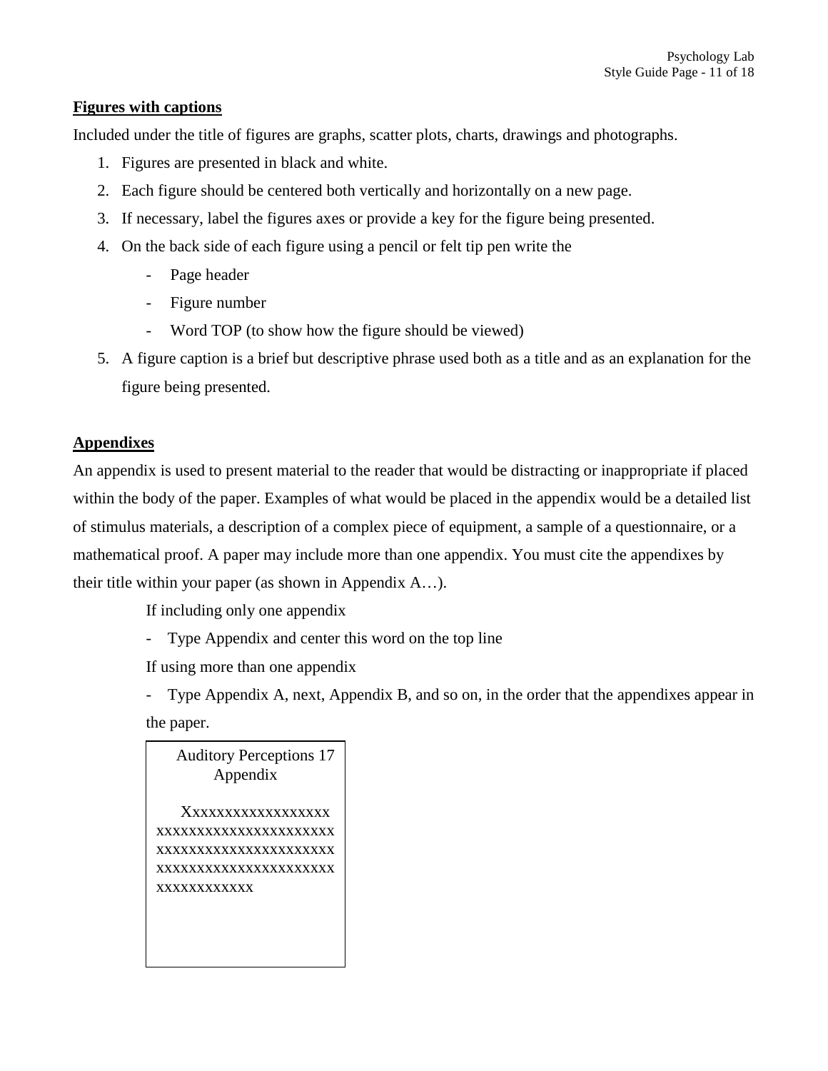**Figures with captions**

Included under the title of figures are graphs, scatter plots, charts, drawings and photographs.

1. Figures are presented in black and white.
2. Each figure should be centered both vertically and horizontally on a new page.
3. If necessary, label the figures axes or provide a key for the figure being presented.
4. On the back side of each figure using a pencil or felt tip pen write the
    - Page header
    - Figure number
    - Word TOP (to show how the figure should be viewed)
5. A figure caption is a brief but descriptive phrase used both as a title and as an explanation for the figure being presented.

**Appendixes**

An appendix is used to present material to the reader that would be distracting or inappropriate if placed within the body of the paper. Examples of what would be placed in the appendix would be a detailed list of stimulus materials, a description of a complex piece of equipment, a sample of a questionnaire, or a mathematical proof. A paper may include more than one appendix. You must cite the appendixes by their title within your paper (as shown in Appendix A…).

If including only one appendix

- Type Appendix and center this word on the top line

If using more than one appendix

- Type Appendix A, next, Appendix B, and so on, in the order that the appendixes appear in the paper.

```
   Auditory Perceptions 17
         Appendix

    Xxxxxxxxxxxxxxxxxx
xxxxxxxxxxxxxxxxxxxxxx
xxxxxxxxxxxxxxxxxxxxxx
xxxxxxxxxxxxxxxxxxxxxx
xxxxxxxxxxxx
```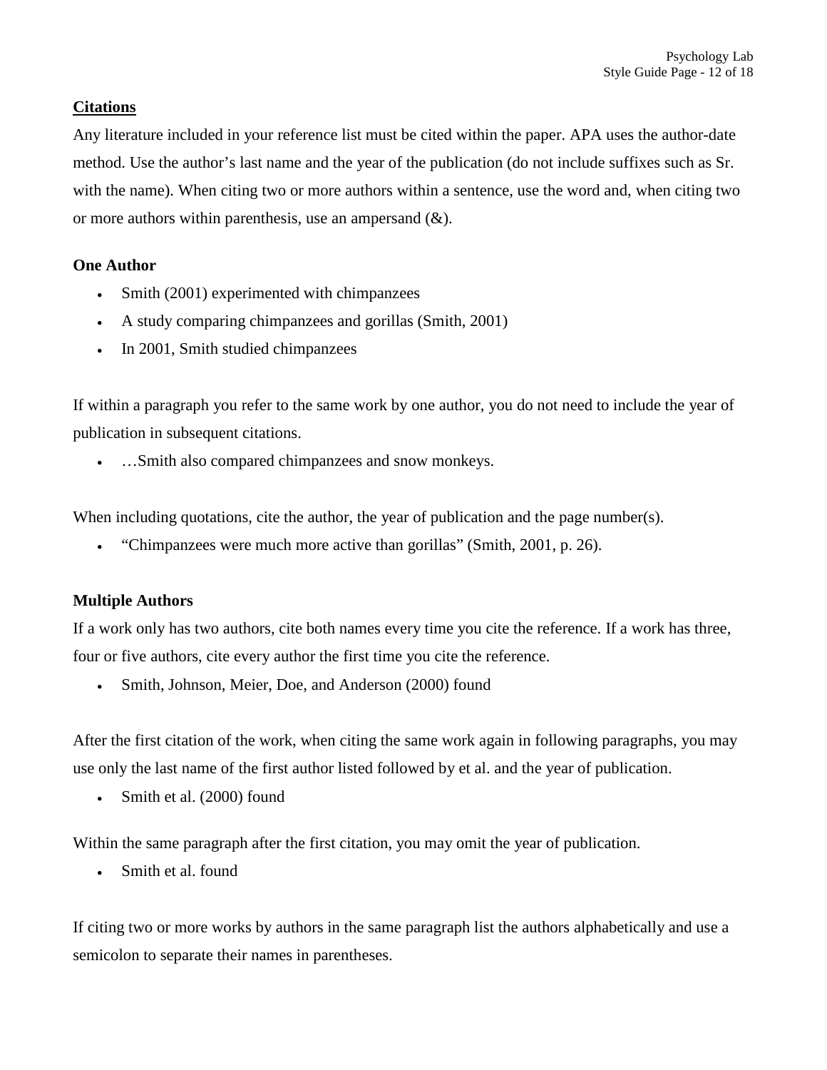## Citations

Any literature included in your reference list must be cited within the paper. APA uses the author-date method. Use the author's last name and the year of the publication (do not include suffixes such as Sr. with the name). When citing two or more authors within a sentence, use the word and, when citing two or more authors within parenthesis, use an ampersand (&).

### One Author

- Smith (2001) experimented with chimpanzees
- A study comparing chimpanzees and gorillas (Smith, 2001)
- In 2001, Smith studied chimpanzees

If within a paragraph you refer to the same work by one author, you do not need to include the year of publication in subsequent citations.

- …Smith also compared chimpanzees and snow monkeys.

When including quotations, cite the author, the year of publication and the page number(s).

- "Chimpanzees were much more active than gorillas" (Smith, 2001, p. 26).

### Multiple Authors

If a work only has two authors, cite both names every time you cite the reference. If a work has three, four or five authors, cite every author the first time you cite the reference.

- Smith, Johnson, Meier, Doe, and Anderson (2000) found

After the first citation of the work, when citing the same work again in following paragraphs, you may use only the last name of the first author listed followed by et al. and the year of publication.

- Smith et al. (2000) found

Within the same paragraph after the first citation, you may omit the year of publication.

- Smith et al. found

If citing two or more works by authors in the same paragraph list the authors alphabetically and use a semicolon to separate their names in parentheses.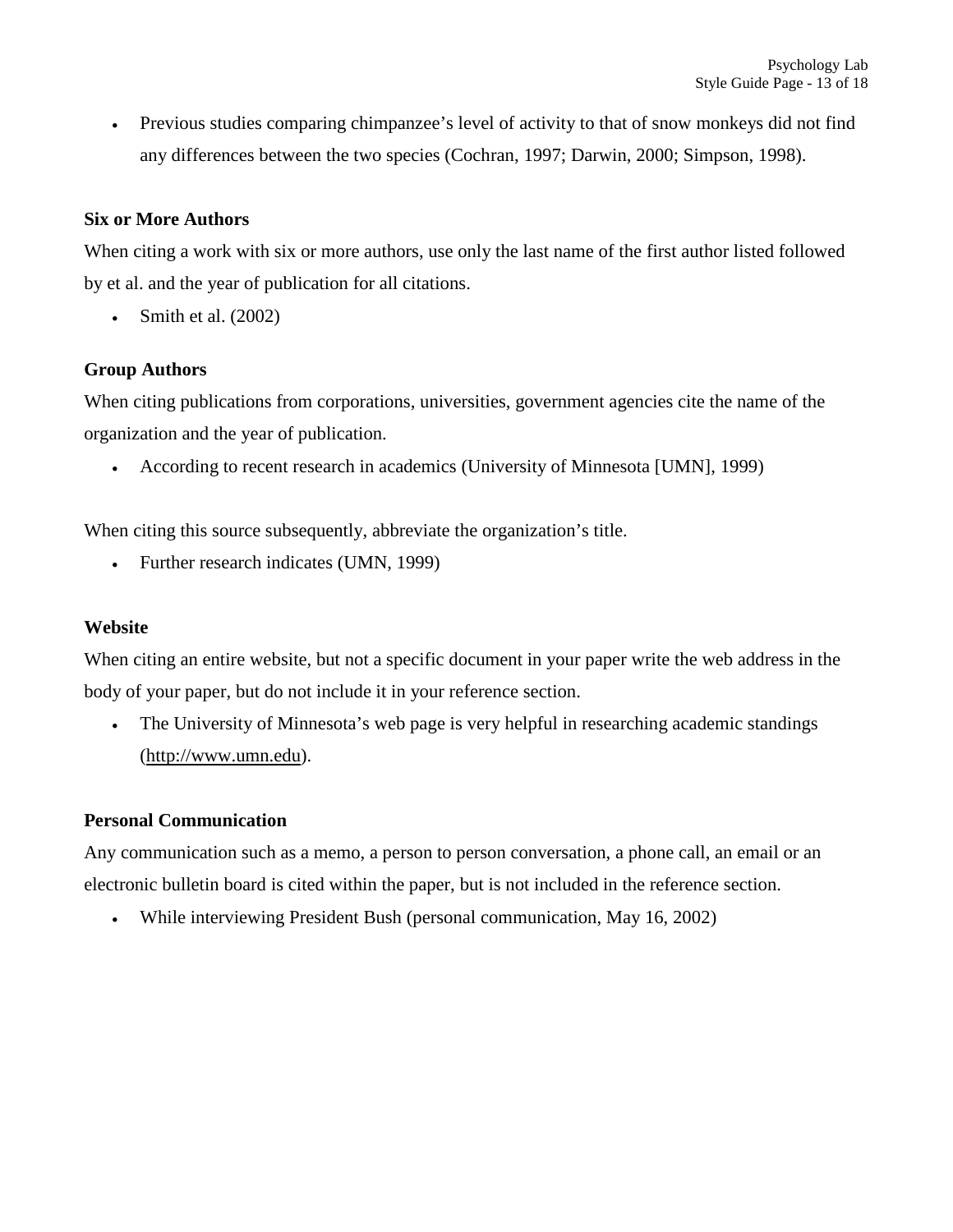- Previous studies comparing chimpanzee's level of activity to that of snow monkeys did not find any differences between the two species (Cochran, 1997; Darwin, 2000; Simpson, 1998).

**Six or More Authors**

When citing a work with six or more authors, use only the last name of the first author listed followed by et al. and the year of publication for all citations.

- Smith et al. (2002)

**Group Authors**

When citing publications from corporations, universities, government agencies cite the name of the organization and the year of publication.

- According to recent research in academics (University of Minnesota [UMN], 1999)

When citing this source subsequently, abbreviate the organization's title.

- Further research indicates (UMN, 1999)

**Website**

When citing an entire website, but not a specific document in your paper write the web address in the body of your paper, but do not include it in your reference section.

- The University of Minnesota's web page is very helpful in researching academic standings (http://www.umn.edu).

**Personal Communication**

Any communication such as a memo, a person to person conversation, a phone call, an email or an electronic bulletin board is cited within the paper, but is not included in the reference section.

- While interviewing President Bush (personal communication, May 16, 2002)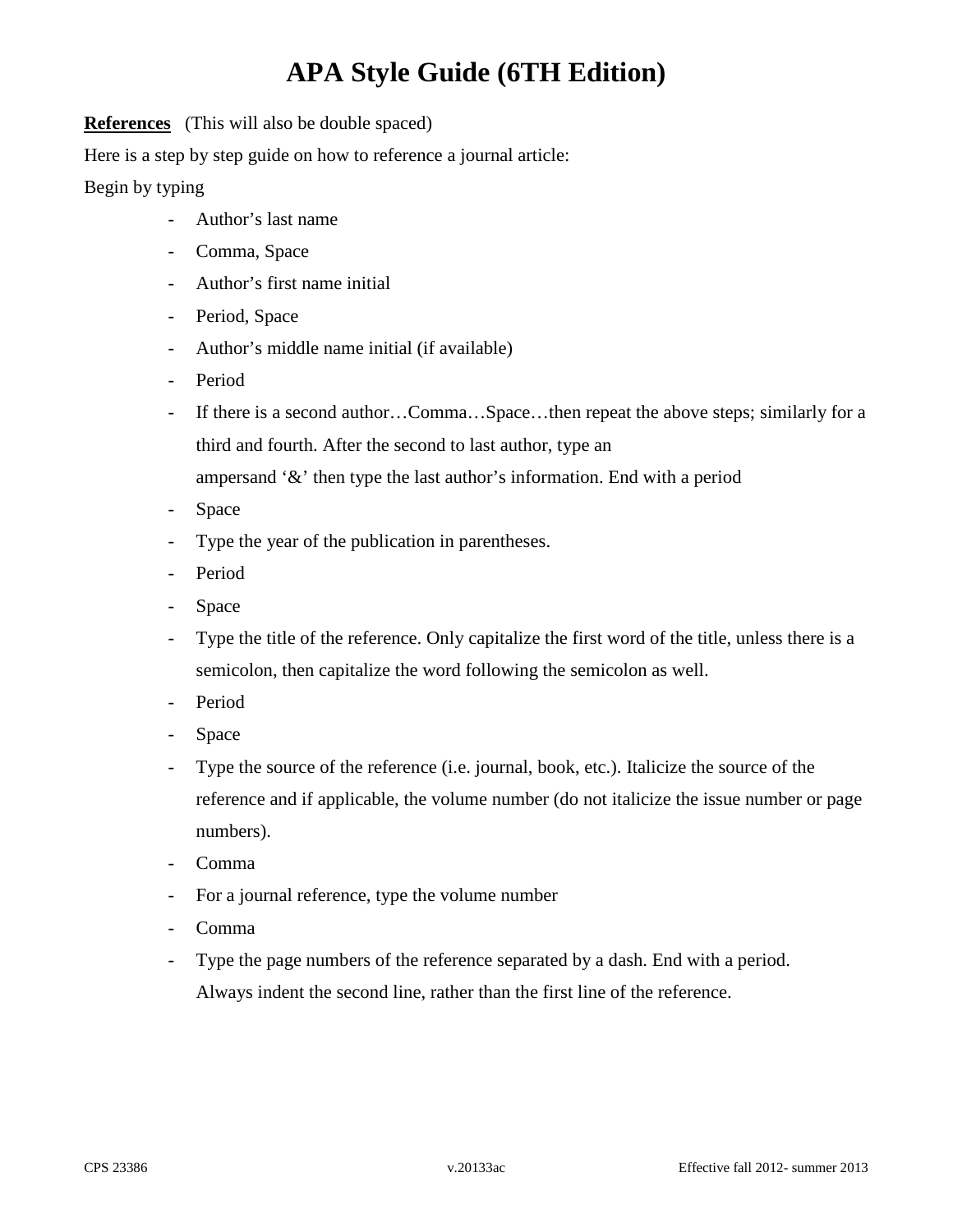# APA Style Guide (6TH Edition)

**References** (This will also be double spaced)

Here is a step by step guide on how to reference a journal article:

Begin by typing

- Author's last name
- Comma, Space
- Author's first name initial
- Period, Space
- Author's middle name initial (if available)
- Period
- If there is a second author…Comma…Space…then repeat the above steps; similarly for a third and fourth. After the second to last author, type an ampersand '&' then type the last author's information. End with a period
- Space
- Type the year of the publication in parentheses.
- Period
- Space
- Type the title of the reference. Only capitalize the first word of the title, unless there is a semicolon, then capitalize the word following the semicolon as well.
- Period
- Space
- Type the source of the reference (i.e. journal, book, etc.). Italicize the source of the reference and if applicable, the volume number (do not italicize the issue number or page numbers).
- Comma
- For a journal reference, type the volume number
- Comma
- Type the page numbers of the reference separated by a dash. End with a period.
  Always indent the second line, rather than the first line of the reference.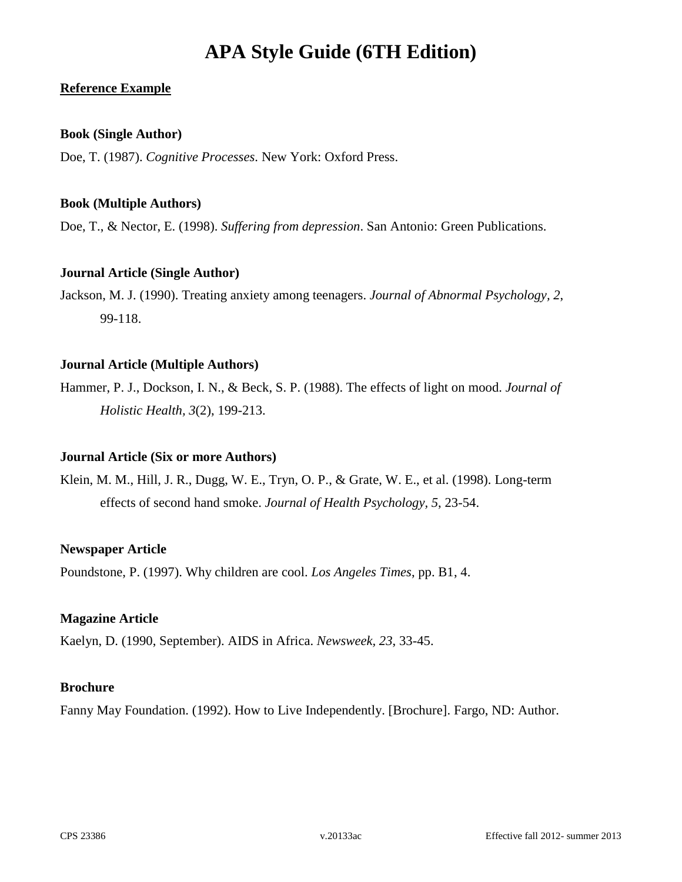# APA Style Guide (6TH Edition)

**Reference Example**

**Book (Single Author)**

Doe, T. (1987). *Cognitive Processes*. New York: Oxford Press.

**Book (Multiple Authors)**

Doe, T., & Nector, E. (1998). *Suffering from depression*. San Antonio: Green Publications.

**Journal Article (Single Author)**

Jackson, M. J. (1990). Treating anxiety among teenagers. *Journal of Abnormal Psychology, 2*, 99-118.

**Journal Article (Multiple Authors)**

Hammer, P. J., Dockson, I. N., & Beck, S. P. (1988). The effects of light on mood. *Journal of Holistic Health, 3*(2), 199-213.

**Journal Article (Six or more Authors)**

Klein, M. M., Hill, J. R., Dugg, W. E., Tryn, O. P., & Grate, W. E., et al. (1998). Long-term effects of second hand smoke. *Journal of Health Psychology, 5*, 23-54.

**Newspaper Article**

Poundstone, P. (1997). Why children are cool. *Los Angeles Times*, pp. B1, 4.

**Magazine Article**

Kaelyn, D. (1990, September). AIDS in Africa. *Newsweek, 23*, 33-45.

**Brochure**

Fanny May Foundation. (1992). How to Live Independently. [Brochure]. Fargo, ND: Author.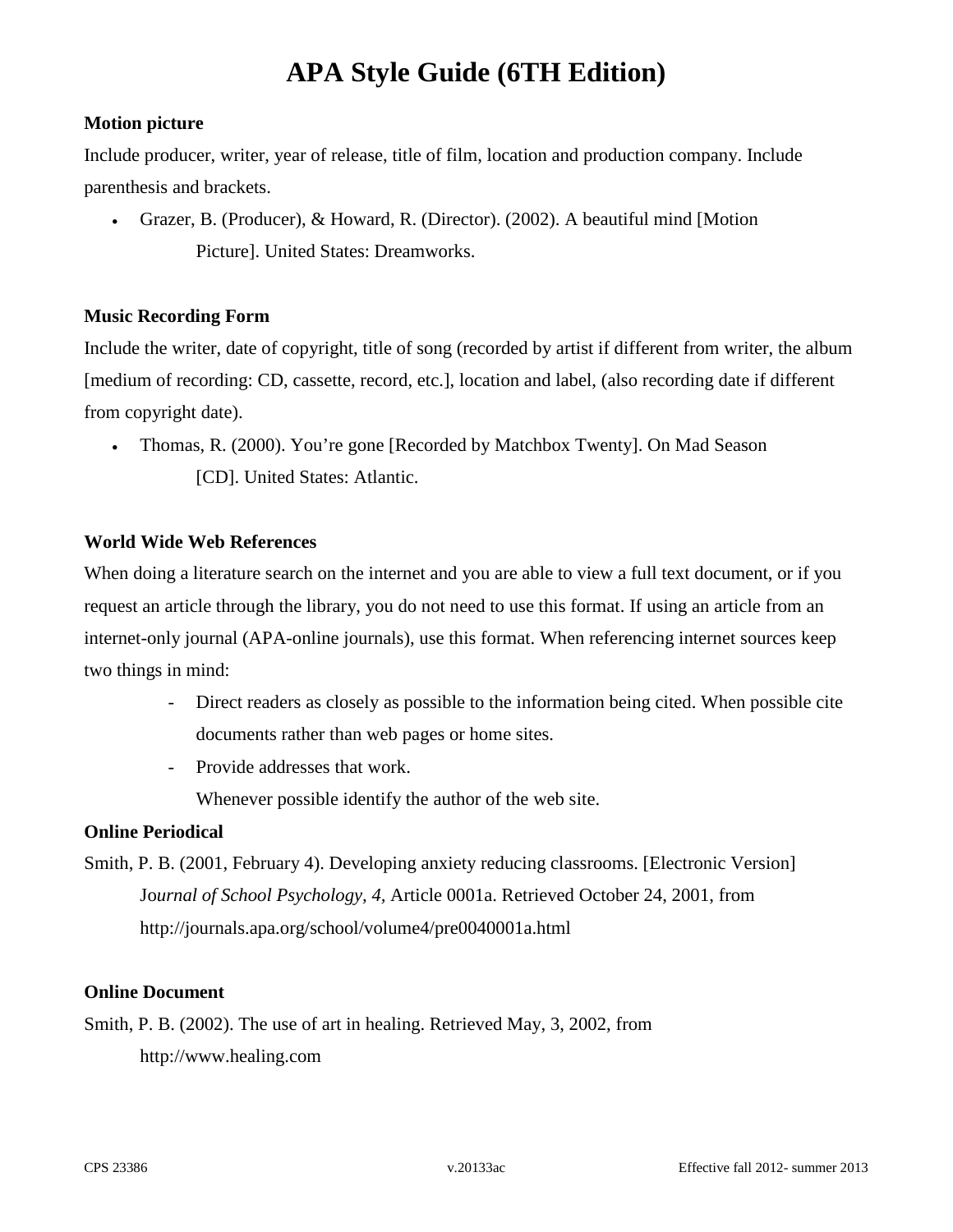# APA Style Guide (6TH Edition)

**Motion picture**

Include producer, writer, year of release, title of film, location and production company. Include parenthesis and brackets.

- Grazer, B. (Producer), & Howard, R. (Director). (2002). A beautiful mind [Motion Picture]. United States: Dreamworks.

**Music Recording Form**

Include the writer, date of copyright, title of song (recorded by artist if different from writer, the album [medium of recording: CD, cassette, record, etc.], location and label, (also recording date if different from copyright date).

- Thomas, R. (2000). You're gone [Recorded by Matchbox Twenty]. On Mad Season [CD]. United States: Atlantic.

**World Wide Web References**

When doing a literature search on the internet and you are able to view a full text document, or if you request an article through the library, you do not need to use this format. If using an article from an internet-only journal (APA-online journals), use this format. When referencing internet sources keep two things in mind:

- Direct readers as closely as possible to the information being cited. When possible cite documents rather than web pages or home sites.
- Provide addresses that work.

  Whenever possible identify the author of the web site.

**Online Periodical**

Smith, P. B. (2001, February 4). Developing anxiety reducing classrooms. [Electronic Version] J*ournal of School Psychology, 4,* Article 0001a. Retrieved October 24, 2001, from http://journals.apa.org/school/volume4/pre0040001a.html

**Online Document**

Smith, P. B. (2002). The use of art in healing. Retrieved May, 3, 2002, from http://www.healing.com

CPS 23386 v.20133ac Effective fall 2012- summer 2013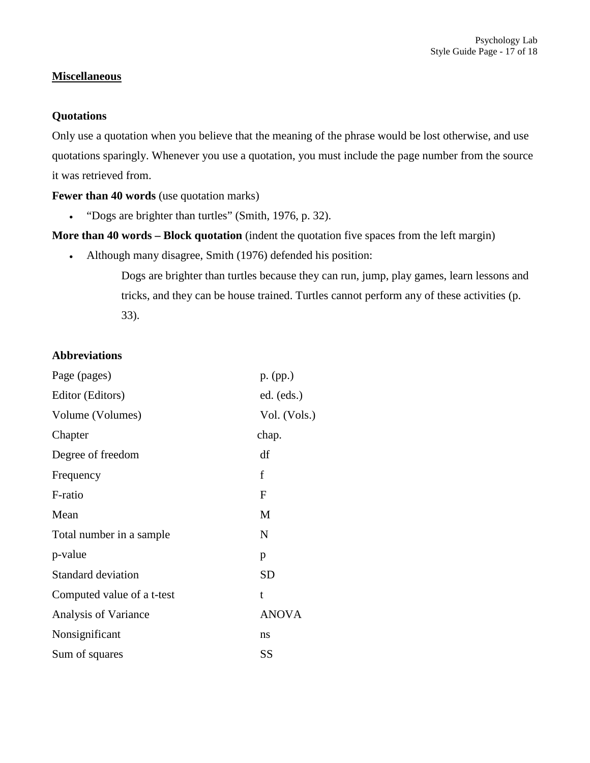## Miscellaneous

### Quotations

Only use a quotation when you believe that the meaning of the phrase would be lost otherwise, and use quotations sparingly. Whenever you use a quotation, you must include the page number from the source it was retrieved from.

**Fewer than 40 words** (use quotation marks)

- "Dogs are brighter than turtles" (Smith, 1976, p. 32).

**More than 40 words – Block quotation** (indent the quotation five spaces from the left margin)

- Although many disagree, Smith (1976) defended his position:

  > Dogs are brighter than turtles because they can run, jump, play games, learn lessons and tricks, and they can be house trained. Turtles cannot perform any of these activities (p. 33).

### Abbreviations

| | |
|---|---|
| Page (pages) | p. (pp.) |
| Editor (Editors) | ed. (eds.) |
| Volume (Volumes) | Vol. (Vols.) |
| Chapter | chap. |
| Degree of freedom | df |
| Frequency | f |
| F-ratio | F |
| Mean | M |
| Total number in a sample | N |
| p-value | p |
| Standard deviation | SD |
| Computed value of a t-test | t |
| Analysis of Variance | ANOVA |
| Nonsignificant | ns |
| Sum of squares | SS |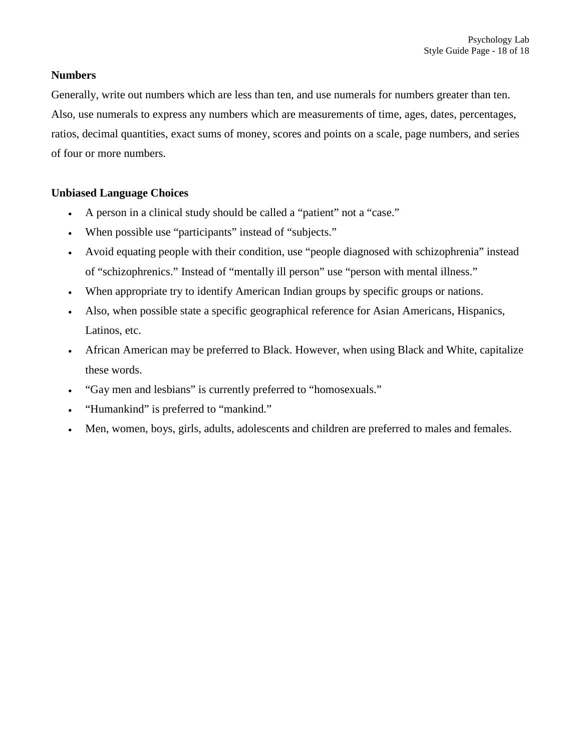**Numbers**

Generally, write out numbers which are less than ten, and use numerals for numbers greater than ten. Also, use numerals to express any numbers which are measurements of time, ages, dates, percentages, ratios, decimal quantities, exact sums of money, scores and points on a scale, page numbers, and series of four or more numbers.

**Unbiased Language Choices**

- A person in a clinical study should be called a "patient" not a "case."
- When possible use "participants" instead of "subjects."
- Avoid equating people with their condition, use "people diagnosed with schizophrenia" instead of "schizophrenics." Instead of "mentally ill person" use "person with mental illness."
- When appropriate try to identify American Indian groups by specific groups or nations.
- Also, when possible state a specific geographical reference for Asian Americans, Hispanics, Latinos, etc.
- African American may be preferred to Black. However, when using Black and White, capitalize these words.
- "Gay men and lesbians" is currently preferred to "homosexuals."
- "Humankind" is preferred to "mankind."
- Men, women, boys, girls, adults, adolescents and children are preferred to males and females.